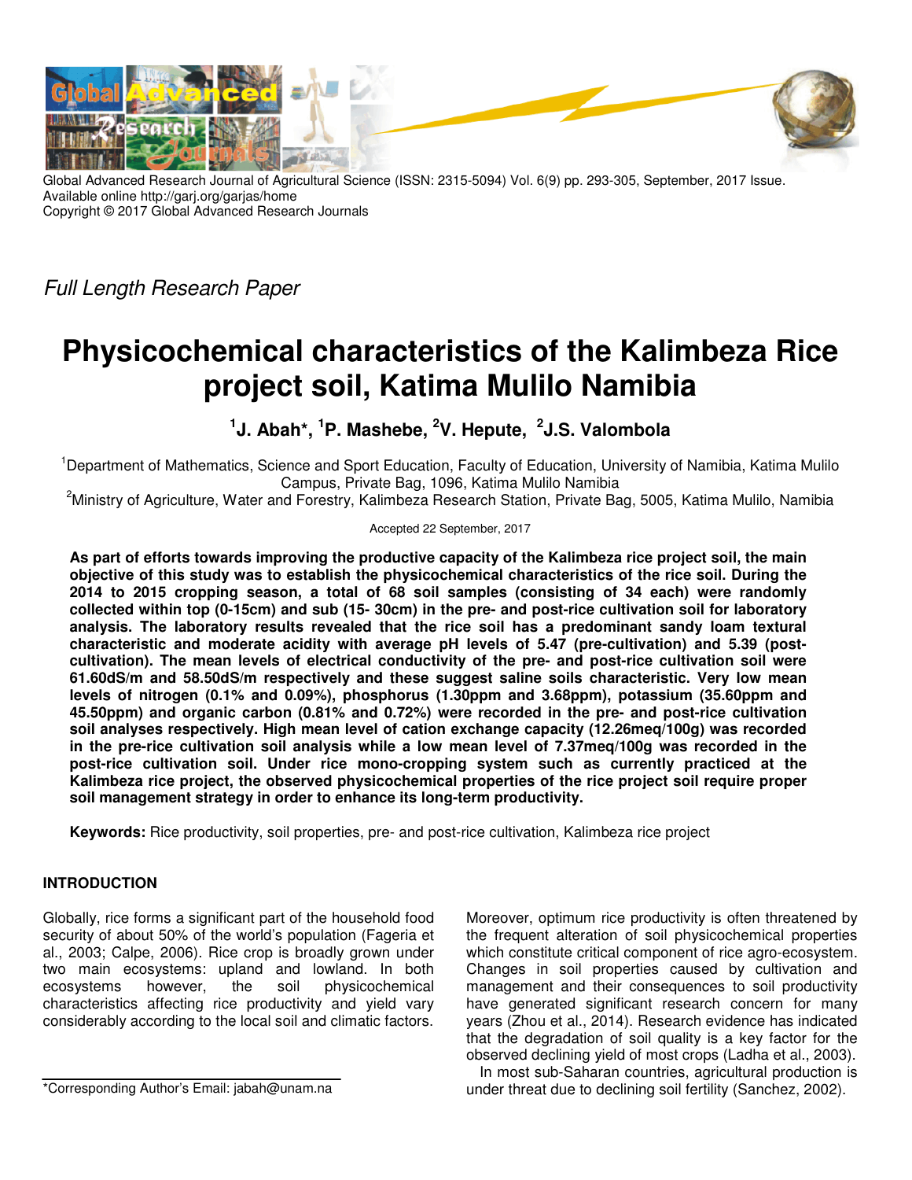Global Advanced Research Journal of Agricultural Science (ISSN: 2315-5094) Vol. 6(9) pp. 293-305, September, 2017 Issue.
Available online http://garj.org/garjas/home
Copyright © 2017 Global Advanced Research Journals

*Full Length Research Paper*

# Physicochemical characteristics of the Kalimbeza Rice project soil, Katima Mulilo Namibia

**[1]J. Abah*, [1]P. Mashebe, [2]V. Hepute, [2]J.S. Valombola**

[1]Department of Mathematics, Science and Sport Education, Faculty of Education, University of Namibia, Katima Mulilo Campus, Private Bag, 1096, Katima Mulilo Namibia

[2]Ministry of Agriculture, Water and Forestry, Kalimbeza Research Station, Private Bag, 5005, Katima Mulilo, Namibia

Accepted 22 September, 2017

**As part of efforts towards improving the productive capacity of the Kalimbeza rice project soil, the main objective of this study was to establish the physicochemical characteristics of the rice soil. During the 2014 to 2015 cropping season, a total of 68 soil samples (consisting of 34 each) were randomly collected within top (0-15cm) and sub (15- 30cm) in the pre- and post-rice cultivation soil for laboratory analysis. The laboratory results revealed that the rice soil has a predominant sandy loam textural characteristic and moderate acidity with average pH levels of 5.47 (pre-cultivation) and 5.39 (post-cultivation). The mean levels of electrical conductivity of the pre- and post-rice cultivation soil were 61.60dS/m and 58.50dS/m respectively and these suggest saline soils characteristic. Very low mean levels of nitrogen (0.1% and 0.09%), phosphorus (1.30ppm and 3.68ppm), potassium (35.60ppm and 45.50ppm) and organic carbon (0.81% and 0.72%) were recorded in the pre- and post-rice cultivation soil analyses respectively. High mean level of cation exchange capacity (12.26meq/100g) was recorded in the pre-rice cultivation soil analysis while a low mean level of 7.37meq/100g was recorded in the post-rice cultivation soil. Under rice mono-cropping system such as currently practiced at the Kalimbeza rice project, the observed physicochemical properties of the rice project soil require proper soil management strategy in order to enhance its long-term productivity.**

**Keywords:** Rice productivity, soil properties, pre- and post-rice cultivation, Kalimbeza rice project

## INTRODUCTION

Globally, rice forms a significant part of the household food security of about 50% of the world's population (Fageria et al., 2003; Calpe, 2006). Rice crop is broadly grown under two main ecosystems: upland and lowland. In both ecosystems however, the soil physicochemical characteristics affecting rice productivity and yield vary considerably according to the local soil and climatic factors.

Moreover, optimum rice productivity is often threatened by the frequent alteration of soil physicochemical properties which constitute critical component of rice agro-ecosystem. Changes in soil properties caused by cultivation and management and their consequences to soil productivity have generated significant research concern for many years (Zhou et al., 2014). Research evidence has indicated that the degradation of soil quality is a key factor for the observed declining yield of most crops (Ladha et al., 2003).

In most sub-Saharan countries, agricultural production is under threat due to declining soil fertility (Sanchez, 2002).

*Corresponding Author's Email: jabah@unam.na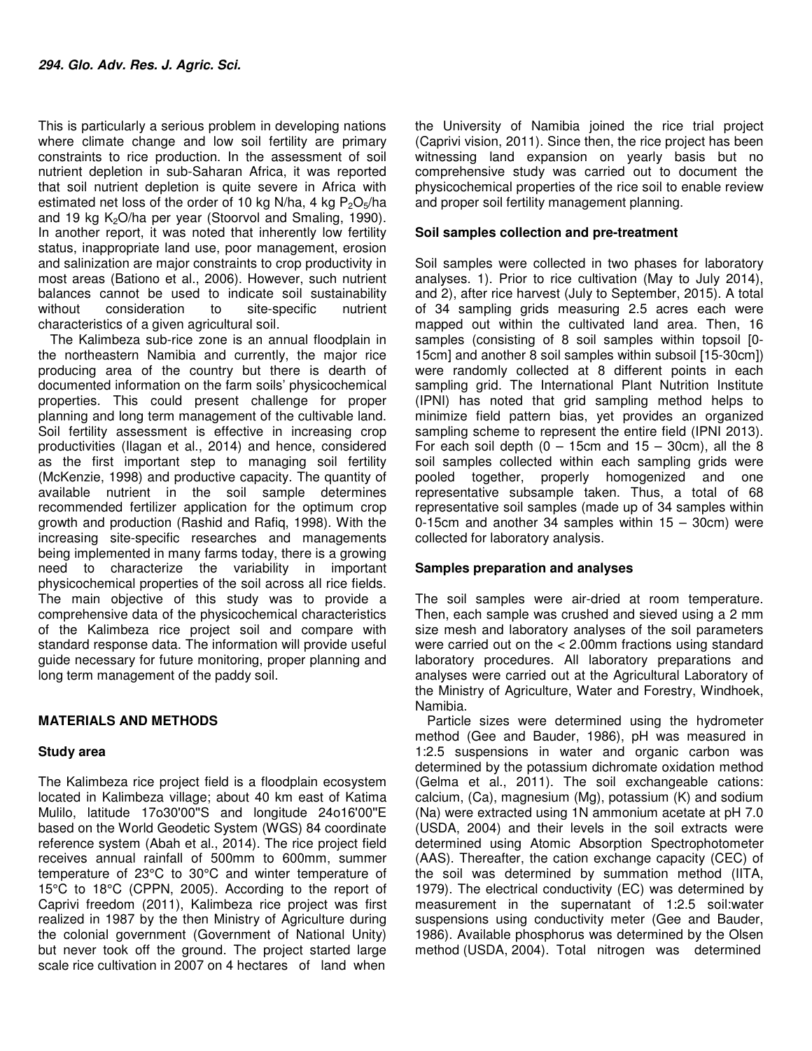This is particularly a serious problem in developing nations where climate change and low soil fertility are primary constraints to rice production. In the assessment of soil nutrient depletion in sub-Saharan Africa, it was reported that soil nutrient depletion is quite severe in Africa with estimated net loss of the order of 10 kg N/ha, 4 kg $P_2O_5$/ha and 19 kg $K_2O$/ha per year (Stoorvol and Smaling, 1990). In another report, it was noted that inherently low fertility status, inappropriate land use, poor management, erosion and salinization are major constraints to crop productivity in most areas (Bationo et al., 2006). However, such nutrient balances cannot be used to indicate soil sustainability without consideration to site-specific nutrient characteristics of a given agricultural soil.

The Kalimbeza sub-rice zone is an annual floodplain in the northeastern Namibia and currently, the major rice producing area of the country but there is dearth of documented information on the farm soils' physicochemical properties. This could present challenge for proper planning and long term management of the cultivable land. Soil fertility assessment is effective in increasing crop productivities (Ilagan et al., 2014) and hence, considered as the first important step to managing soil fertility (McKenzie, 1998) and productive capacity. The quantity of available nutrient in the soil sample determines recommended fertilizer application for the optimum crop growth and production (Rashid and Rafiq, 1998). With the increasing site-specific researches and managements being implemented in many farms today, there is a growing need to characterize the variability in important physicochemical properties of the soil across all rice fields. The main objective of this study was to provide a comprehensive data of the physicochemical characteristics of the Kalimbeza rice project soil and compare with standard response data. The information will provide useful guide necessary for future monitoring, proper planning and long term management of the paddy soil.

## MATERIALS AND METHODS

### Study area

The Kalimbeza rice project field is a floodplain ecosystem located in Kalimbeza village; about 40 km east of Katima Mulilo, latitude 17o30'00"S and longitude 24o16'00"E based on the World Geodetic System (WGS) 84 coordinate reference system (Abah et al., 2014). The rice project field receives annual rainfall of 500mm to 600mm, summer temperature of 23°C to 30°C and winter temperature of 15°C to 18°C (CPPN, 2005). According to the report of Caprivi freedom (2011), Kalimbeza rice project was first realized in 1987 by the then Ministry of Agriculture during the colonial government (Government of National Unity) but never took off the ground. The project started large scale rice cultivation in 2007 on 4 hectares of land when the University of Namibia joined the rice trial project (Caprivi vision, 2011). Since then, the rice project has been witnessing land expansion on yearly basis but no comprehensive study was carried out to document the physicochemical properties of the rice soil to enable review and proper soil fertility management planning.

### Soil samples collection and pre-treatment

Soil samples were collected in two phases for laboratory analyses. 1). Prior to rice cultivation (May to July 2014), and 2), after rice harvest (July to September, 2015). A total of 34 sampling grids measuring 2.5 acres each were mapped out within the cultivated land area. Then, 16 samples (consisting of 8 soil samples within topsoil [0-15cm] and another 8 soil samples within subsoil [15-30cm]) were randomly collected at 8 different points in each sampling grid. The International Plant Nutrition Institute (IPNI) has noted that grid sampling method helps to minimize field pattern bias, yet provides an organized sampling scheme to represent the entire field (IPNI 2013). For each soil depth (0 – 15cm and 15 – 30cm), all the 8 soil samples collected within each sampling grids were pooled together, properly homogenized and one representative subsample taken. Thus, a total of 68 representative soil samples (made up of 34 samples within 0-15cm and another 34 samples within 15 – 30cm) were collected for laboratory analysis.

### Samples preparation and analyses

The soil samples were air-dried at room temperature. Then, each sample was crushed and sieved using a 2 mm size mesh and laboratory analyses of the soil parameters were carried out on the < 2.00mm fractions using standard laboratory procedures. All laboratory preparations and analyses were carried out at the Agricultural Laboratory of the Ministry of Agriculture, Water and Forestry, Windhoek, Namibia.

Particle sizes were determined using the hydrometer method (Gee and Bauder, 1986), pH was measured in 1:2.5 suspensions in water and organic carbon was determined by the potassium dichromate oxidation method (Gelma et al., 2011). The soil exchangeable cations: calcium, (Ca), magnesium (Mg), potassium (K) and sodium (Na) were extracted using 1N ammonium acetate at pH 7.0 (USDA, 2004) and their levels in the soil extracts were determined using Atomic Absorption Spectrophotometer (AAS). Thereafter, the cation exchange capacity (CEC) of the soil was determined by summation method (IITA, 1979). The electrical conductivity (EC) was determined by measurement in the supernatant of 1:2.5 soil:water suspensions using conductivity meter (Gee and Bauder, 1986). Available phosphorus was determined by the Olsen method (USDA, 2004). Total nitrogen was determined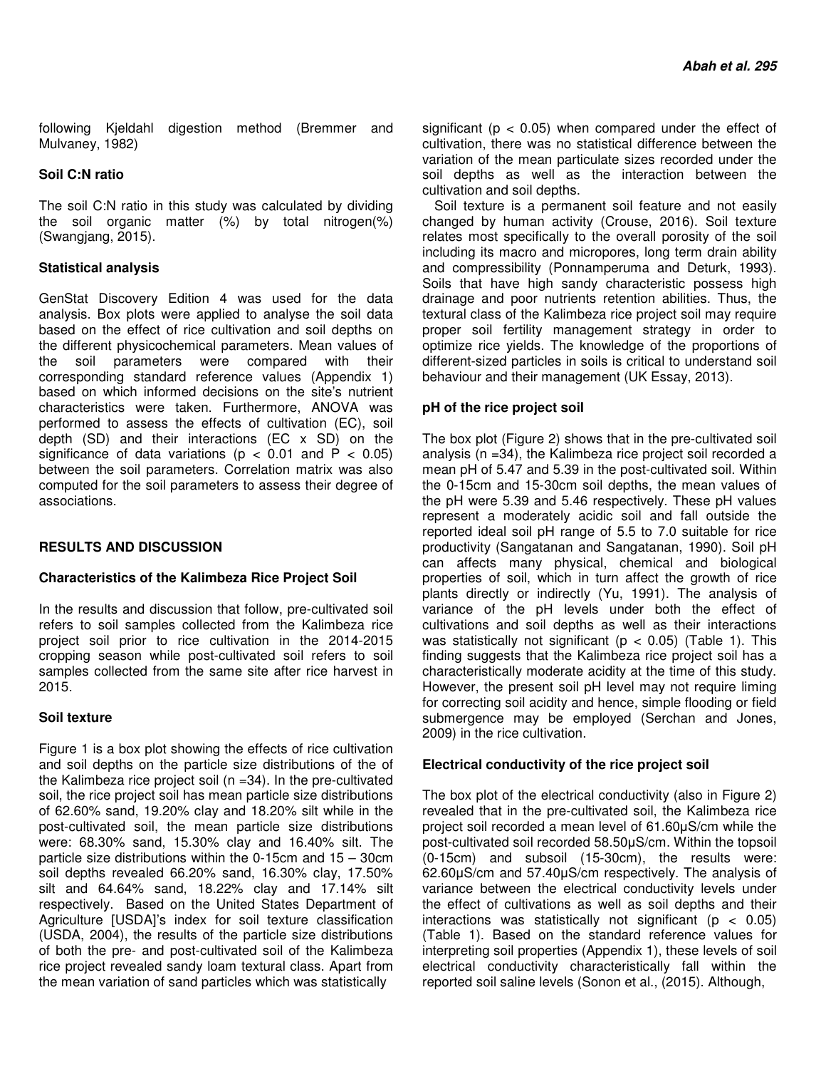following Kjeldahl digestion method (Bremmer and Mulvaney, 1982)

### Soil C:N ratio

The soil C:N ratio in this study was calculated by dividing the soil organic matter (%) by total nitrogen(%) (Swangjang, 2015).

### Statistical analysis

GenStat Discovery Edition 4 was used for the data analysis. Box plots were applied to analyse the soil data based on the effect of rice cultivation and soil depths on the different physicochemical parameters. Mean values of the soil parameters were compared with their corresponding standard reference values (Appendix 1) based on which informed decisions on the site's nutrient characteristics were taken. Furthermore, ANOVA was performed to assess the effects of cultivation (EC), soil depth (SD) and their interactions (EC x SD) on the significance of data variations ($p < 0.01$ and $P < 0.05$) between the soil parameters. Correlation matrix was also computed for the soil parameters to assess their degree of associations.

## RESULTS AND DISCUSSION

### Characteristics of the Kalimbeza Rice Project Soil

In the results and discussion that follow, pre-cultivated soil refers to soil samples collected from the Kalimbeza rice project soil prior to rice cultivation in the 2014-2015 cropping season while post-cultivated soil refers to soil samples collected from the same site after rice harvest in 2015.

### Soil texture

Figure 1 is a box plot showing the effects of rice cultivation and soil depths on the particle size distributions of the of the Kalimbeza rice project soil (n =34). In the pre-cultivated soil, the rice project soil has mean particle size distributions of 62.60% sand, 19.20% clay and 18.20% silt while in the post-cultivated soil, the mean particle size distributions were: 68.30% sand, 15.30% clay and 16.40% silt. The particle size distributions within the 0-15cm and 15 – 30cm soil depths revealed 66.20% sand, 16.30% clay, 17.50% silt and 64.64% sand, 18.22% clay and 17.14% silt respectively. Based on the United States Department of Agriculture [USDA]'s index for soil texture classification (USDA, 2004), the results of the particle size distributions of both the pre- and post-cultivated soil of the Kalimbeza rice project revealed sandy loam textural class. Apart from the mean variation of sand particles which was statistically significant ($p < 0.05$) when compared under the effect of cultivation, there was no statistical difference between the variation of the mean particulate sizes recorded under the soil depths as well as the interaction between the cultivation and soil depths.

Soil texture is a permanent soil feature and not easily changed by human activity (Crouse, 2016). Soil texture relates most specifically to the overall porosity of the soil including its macro and micropores, long term drain ability and compressibility (Ponnamperuma and Deturk, 1993). Soils that have high sandy characteristic possess high drainage and poor nutrients retention abilities. Thus, the textural class of the Kalimbeza rice project soil may require proper soil fertility management strategy in order to optimize rice yields. The knowledge of the proportions of different-sized particles in soils is critical to understand soil behaviour and their management (UK Essay, 2013).

### pH of the rice project soil

The box plot (Figure 2) shows that in the pre-cultivated soil analysis (n =34), the Kalimbeza rice project soil recorded a mean pH of 5.47 and 5.39 in the post-cultivated soil. Within the 0-15cm and 15-30cm soil depths, the mean values of the pH were 5.39 and 5.46 respectively. These pH values represent a moderately acidic soil and fall outside the reported ideal soil pH range of 5.5 to 7.0 suitable for rice productivity (Sangatanan and Sangatanan, 1990). Soil pH can affects many physical, chemical and biological properties of soil, which in turn affect the growth of rice plants directly or indirectly (Yu, 1991). The analysis of variance of the pH levels under both the effect of cultivations and soil depths as well as their interactions was statistically not significant ($p < 0.05$) (Table 1). This finding suggests that the Kalimbeza rice project soil has a characteristically moderate acidity at the time of this study. However, the present soil pH level may not require liming for correcting soil acidity and hence, simple flooding or field submergence may be employed (Serchan and Jones, 2009) in the rice cultivation.

### Electrical conductivity of the rice project soil

The box plot of the electrical conductivity (also in Figure 2) revealed that in the pre-cultivated soil, the Kalimbeza rice project soil recorded a mean level of 61.60µS/cm while the post-cultivated soil recorded 58.50µS/cm. Within the topsoil (0-15cm) and subsoil (15-30cm), the results were: 62.60µS/cm and 57.40µS/cm respectively. The analysis of variance between the electrical conductivity levels under the effect of cultivations as well as soil depths and their interactions was statistically not significant ($p < 0.05$) (Table 1). Based on the standard reference values for interpreting soil properties (Appendix 1), these levels of soil electrical conductivity characteristically fall within the reported soil saline levels (Sonon et al., (2015). Although,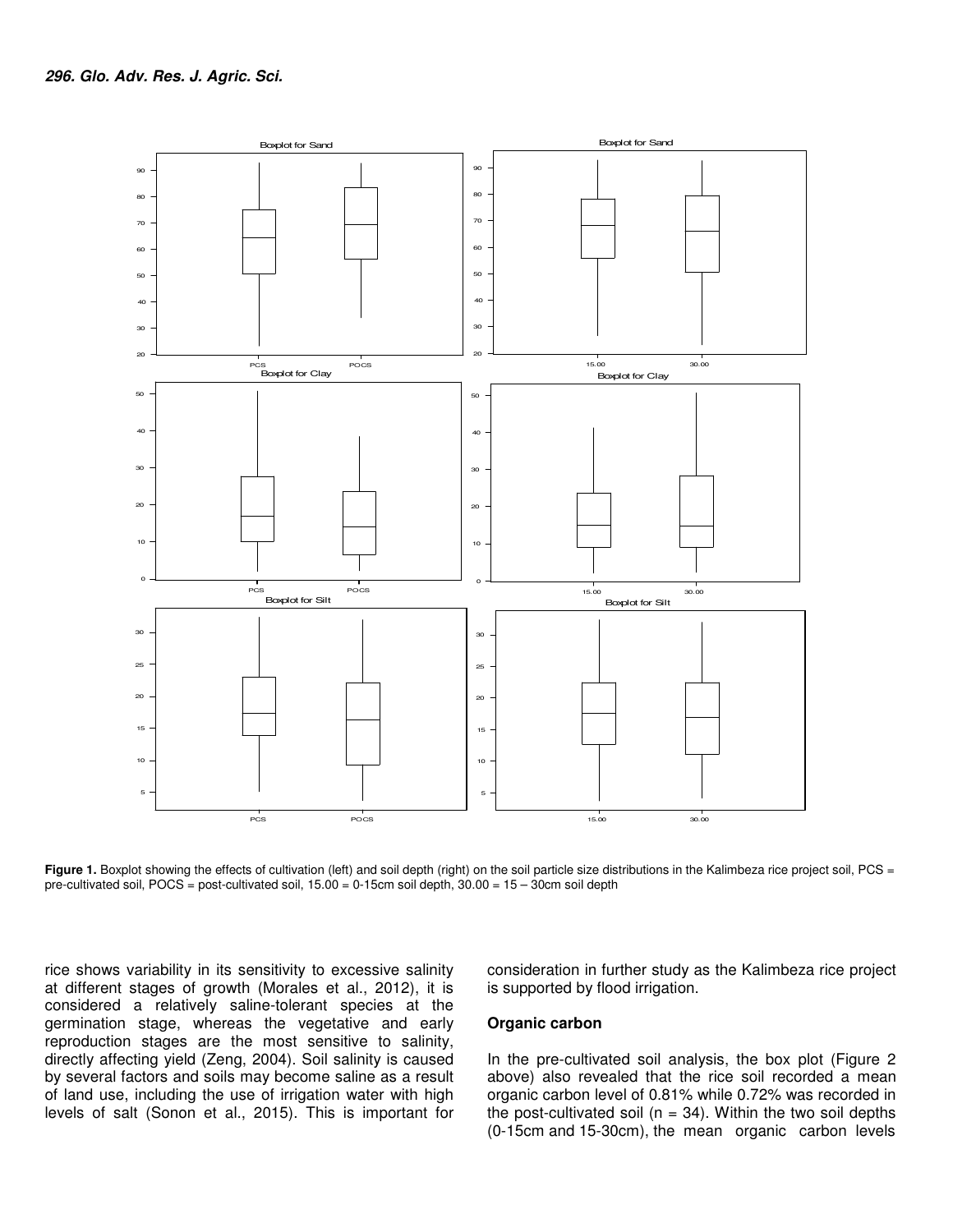Figure 1. Boxplot showing the effects of cultivation (left) and soil depth (right) on the soil particle size distributions in the Kalimbeza rice project soil, PCS = pre-cultivated soil, POCS = post-cultivated soil, 15.00 = 0-15cm soil depth, 30.00 = 15 – 30cm soil depth

rice shows variability in its sensitivity to excessive salinity at different stages of growth (Morales et al., 2012), it is considered a relatively saline-tolerant species at the germination stage, whereas the vegetative and early reproduction stages are the most sensitive to salinity, directly affecting yield (Zeng, 2004). Soil salinity is caused by several factors and soils may become saline as a result of land use, including the use of irrigation water with high levels of salt (Sonon et al., 2015). This is important for consideration in further study as the Kalimbeza rice project is supported by flood irrigation.

## Organic carbon

In the pre-cultivated soil analysis, the box plot (Figure 2 above) also revealed that the rice soil recorded a mean organic carbon level of 0.81% while 0.72% was recorded in the post-cultivated soil ($n = 34$). Within the two soil depths (0-15cm and 15-30cm), the mean organic carbon levels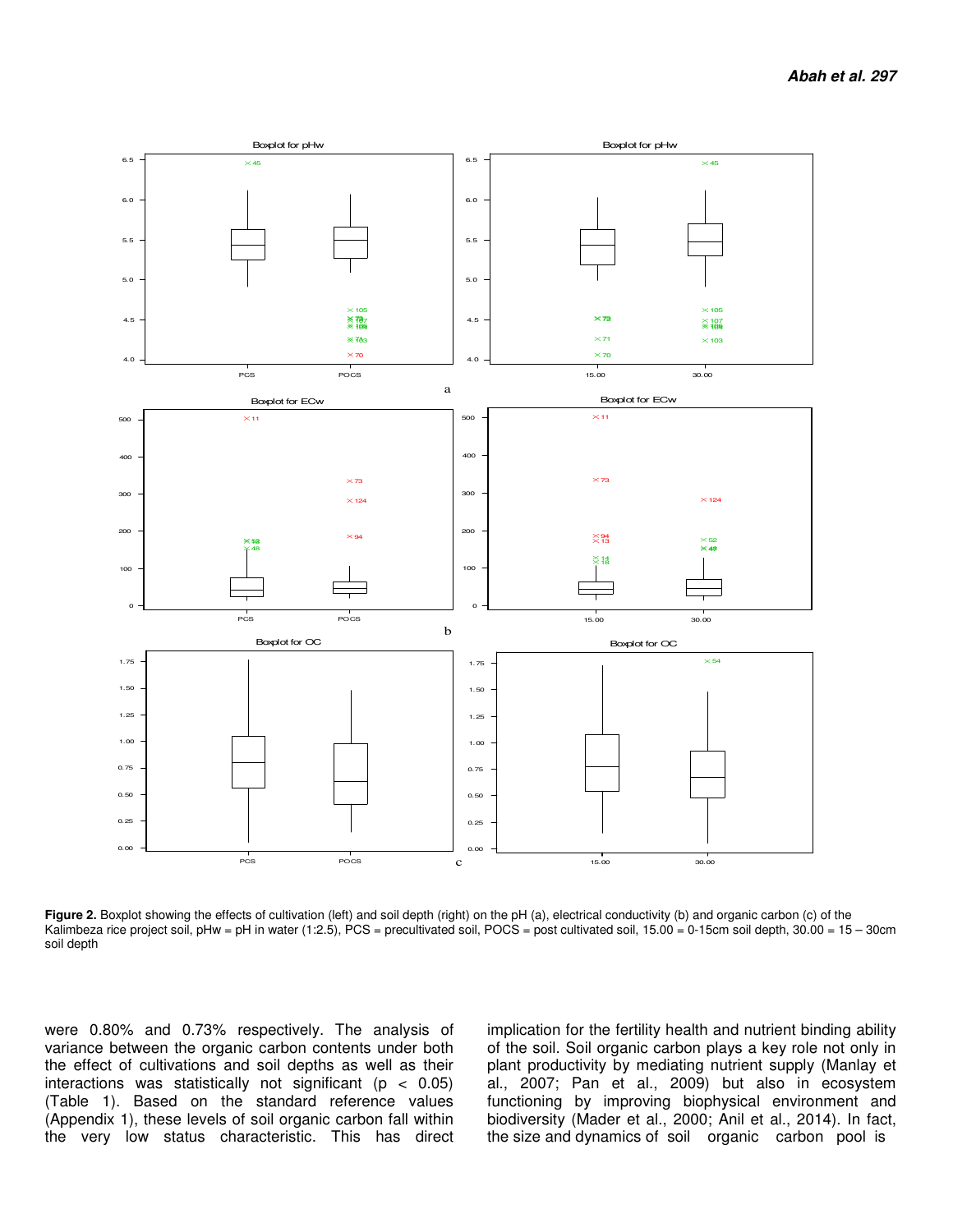**Figure 2.** Boxplot showing the effects of cultivation (left) and soil depth (right) on the pH (a), electrical conductivity (b) and organic carbon (c) of the Kalimbeza rice project soil, pHw = pH in water (1:2.5), PCS = precultivated soil, POCS = post cultivated soil, 15.00 = 0-15cm soil depth, 30.00 = 15 – 30cm soil depth

were 0.80% and 0.73% respectively. The analysis of variance between the organic carbon contents under both the effect of cultivations and soil depths as well as their interactions was statistically not significant ($p < 0.05$) (Table 1). Based on the standard reference values (Appendix 1), these levels of soil organic carbon fall within the very low status characteristic. This has direct implication for the fertility health and nutrient binding ability of the soil. Soil organic carbon plays a key role not only in plant productivity by mediating nutrient supply (Manlay et al., 2007; Pan et al., 2009) but also in ecosystem functioning by improving biophysical environment and biodiversity (Mader et al., 2000; Anil et al., 2014). In fact, the size and dynamics of soil organic carbon pool is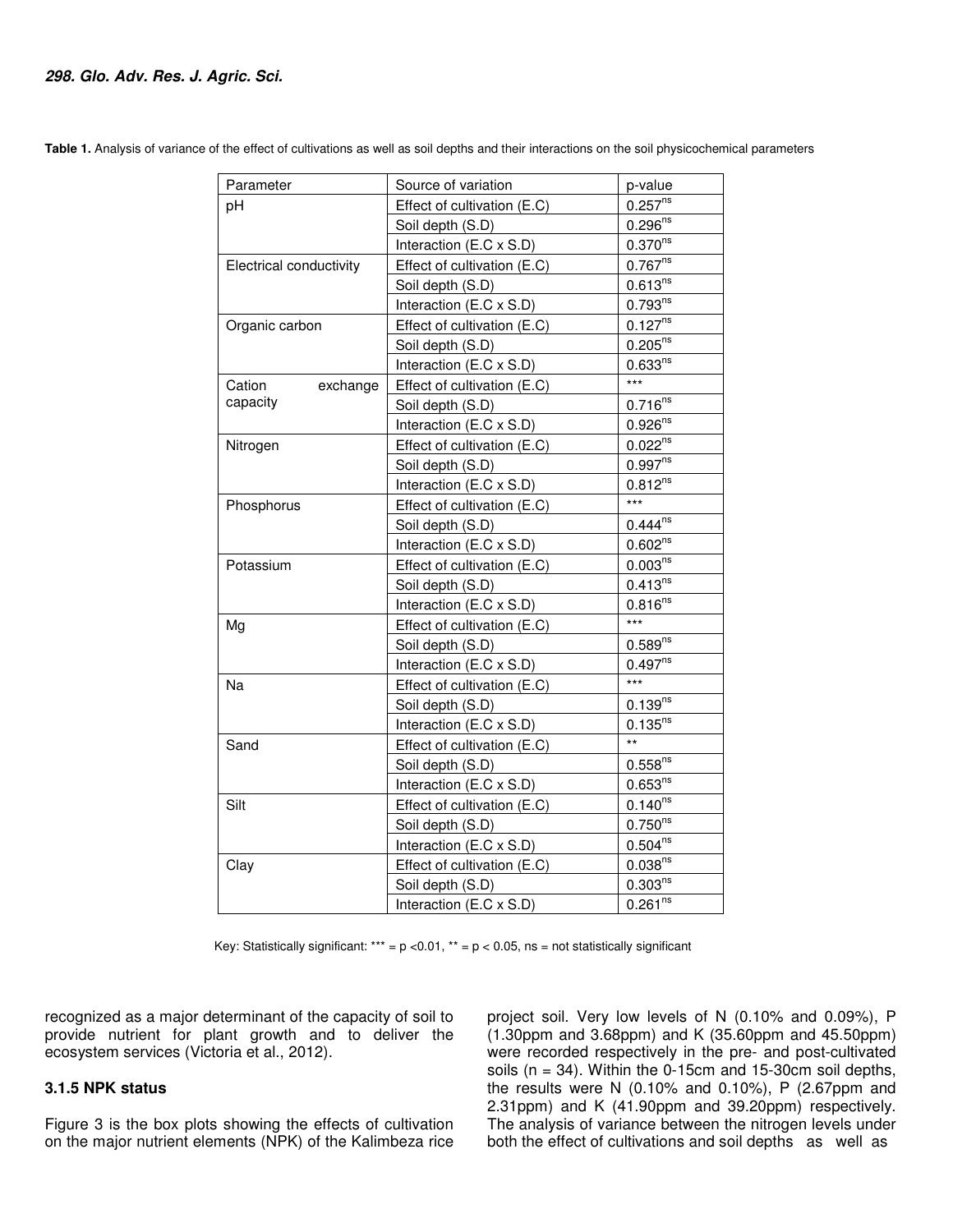**Table 1.** Analysis of variance of the effect of cultivations as well as soil depths and their interactions on the soil physicochemical parameters

| Parameter | Source of variation | p-value |
|---|---|---|
| pH | Effect of cultivation (E.C) | $0.257^{ns}$ |
| | Soil depth (S.D) | $0.296^{ns}$ |
| | Interaction (E.C x S.D) | $0.370^{ns}$ |
| Electrical conductivity | Effect of cultivation (E.C) | $0.767^{ns}$ |
| | Soil depth (S.D) | $0.613^{ns}$ |
| | Interaction (E.C x S.D) | $0.793^{ns}$ |
| Organic carbon | Effect of cultivation (E.C) | $0.127^{ns}$ |
| | Soil depth (S.D) | $0.205^{ns}$ |
| | Interaction (E.C x S.D) | $0.633^{ns}$ |
| Cation exchange capacity | Effect of cultivation (E.C) | *** |
| | Soil depth (S.D) | $0.716^{ns}$ |
| | Interaction (E.C x S.D) | $0.926^{ns}$ |
| Nitrogen | Effect of cultivation (E.C) | $0.022^{ns}$ |
| | Soil depth (S.D) | $0.997^{ns}$ |
| | Interaction (E.C x S.D) | $0.812^{ns}$ |
| Phosphorus | Effect of cultivation (E.C) | *** |
| | Soil depth (S.D) | $0.444^{ns}$ |
| | Interaction (E.C x S.D) | $0.602^{ns}$ |
| Potassium | Effect of cultivation (E.C) | $0.003^{ns}$ |
| | Soil depth (S.D) | $0.413^{ns}$ |
| | Interaction (E.C x S.D) | $0.816^{ns}$ |
| Mg | Effect of cultivation (E.C) | *** |
| | Soil depth (S.D) | $0.589^{ns}$ |
| | Interaction (E.C x S.D) | $0.497^{ns}$ |
| Na | Effect of cultivation (E.C) | *** |
| | Soil depth (S.D) | $0.139^{ns}$ |
| | Interaction (E.C x S.D) | $0.135^{ns}$ |
| Sand | Effect of cultivation (E.C) | ** |
| | Soil depth (S.D) | $0.558^{ns}$ |
| | Interaction (E.C x S.D) | $0.653^{ns}$ |
| Silt | Effect of cultivation (E.C) | $0.140^{ns}$ |
| | Soil depth (S.D) | $0.750^{ns}$ |
| | Interaction (E.C x S.D) | $0.504^{ns}$ |
| Clay | Effect of cultivation (E.C) | $0.038^{ns}$ |
| | Soil depth (S.D) | $0.303^{ns}$ |
| | Interaction (E.C x S.D) | $0.261^{ns}$ |

Key: Statistically significant: *** = $p < 0.01$, ** = $p < 0.05$, ns = not statistically significant

recognized as a major determinant of the capacity of soil to provide nutrient for plant growth and to deliver the ecosystem services (Victoria et al., 2012).

### 3.1.5 NPK status

Figure 3 is the box plots showing the effects of cultivation on the major nutrient elements (NPK) of the Kalimbeza rice project soil. Very low levels of N (0.10% and 0.09%), P (1.30ppm and 3.68ppm) and K (35.60ppm and 45.50ppm) were recorded respectively in the pre- and post-cultivated soils ($n = 34$). Within the 0-15cm and 15-30cm soil depths, the results were N (0.10% and 0.10%), P (2.67ppm and 2.31ppm) and K (41.90ppm and 39.20ppm) respectively. The analysis of variance between the nitrogen levels under both the effect of cultivations and soil depths as well as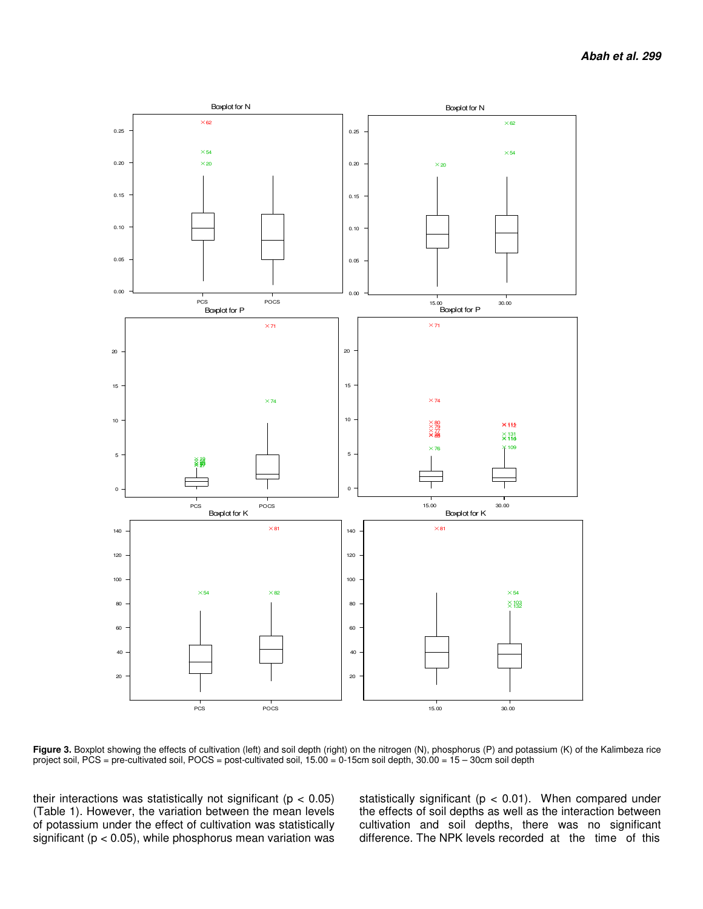**Figure 3.** Boxplot showing the effects of cultivation (left) and soil depth (right) on the nitrogen (N), phosphorus (P) and potassium (K) of the Kalimbeza rice project soil, PCS = pre-cultivated soil, POCS = post-cultivated soil, 15.00 = 0-15cm soil depth, 30.00 = 15 – 30cm soil depth

their interactions was statistically not significant ($p < 0.05$) (Table 1). However, the variation between the mean levels of potassium under the effect of cultivation was statistically significant ($p < 0.05$), while phosphorus mean variation was statistically significant ($p < 0.01$). When compared under the effects of soil depths as well as the interaction between cultivation and soil depths, there was no significant difference. The NPK levels recorded at the time of this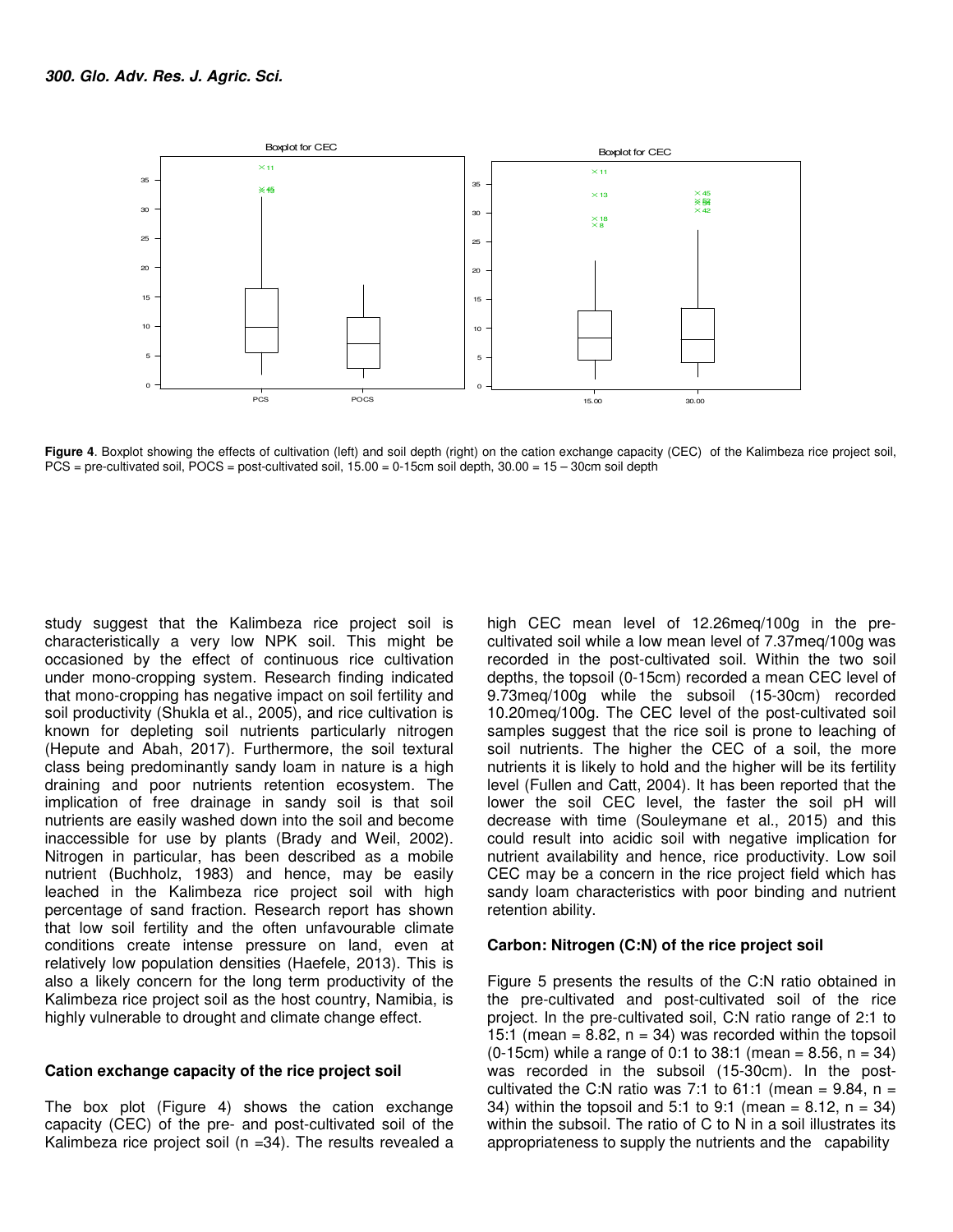**Figure 4**. Boxplot showing the effects of cultivation (left) and soil depth (right) on the cation exchange capacity (CEC) of the Kalimbeza rice project soil, PCS = pre-cultivated soil, POCS = post-cultivated soil, 15.00 = 0-15cm soil depth, 30.00 = 15 – 30cm soil depth

study suggest that the Kalimbeza rice project soil is characteristically a very low NPK soil. This might be occasioned by the effect of continuous rice cultivation under mono-cropping system. Research finding indicated that mono-cropping has negative impact on soil fertility and soil productivity (Shukla et al., 2005), and rice cultivation is known for depleting soil nutrients particularly nitrogen (Hepute and Abah, 2017). Furthermore, the soil textural class being predominantly sandy loam in nature is a high draining and poor nutrients retention ecosystem. The implication of free drainage in sandy soil is that soil nutrients are easily washed down into the soil and become inaccessible for use by plants (Brady and Weil, 2002). Nitrogen in particular, has been described as a mobile nutrient (Buchholz, 1983) and hence, may be easily leached in the Kalimbeza rice project soil with high percentage of sand fraction. Research report has shown that low soil fertility and the often unfavourable climate conditions create intense pressure on land, even at relatively low population densities (Haefele, 2013). This is also a likely concern for the long term productivity of the Kalimbeza rice project soil as the host country, Namibia, is highly vulnerable to drought and climate change effect.

### Cation exchange capacity of the rice project soil

The box plot (Figure 4) shows the cation exchange capacity (CEC) of the pre- and post-cultivated soil of the Kalimbeza rice project soil (n =34). The results revealed a high CEC mean level of 12.26meq/100g in the pre-cultivated soil while a low mean level of 7.37meq/100g was recorded in the post-cultivated soil. Within the two soil depths, the topsoil (0-15cm) recorded a mean CEC level of 9.73meq/100g while the subsoil (15-30cm) recorded 10.20meq/100g. The CEC level of the post-cultivated soil samples suggest that the rice soil is prone to leaching of soil nutrients. The higher the CEC of a soil, the more nutrients it is likely to hold and the higher will be its fertility level (Fullen and Catt, 2004). It has been reported that the lower the soil CEC level, the faster the soil pH will decrease with time (Souleymane et al., 2015) and this could result into acidic soil with negative implication for nutrient availability and hence, rice productivity. Low soil CEC may be a concern in the rice project field which has sandy loam characteristics with poor binding and nutrient retention ability.

### Carbon: Nitrogen (C:N) of the rice project soil

Figure 5 presents the results of the C:N ratio obtained in the pre-cultivated and post-cultivated soil of the rice project. In the pre-cultivated soil, C:N ratio range of 2:1 to 15:1 (mean = 8.82, n = 34) was recorded within the topsoil (0-15cm) while a range of 0:1 to 38:1 (mean = 8.56, n = 34) was recorded in the subsoil (15-30cm). In the post-cultivated the C:N ratio was 7:1 to 61:1 (mean = 9.84, n = 34) within the topsoil and 5:1 to 9:1 (mean = 8.12, n = 34) within the subsoil. The ratio of C to N in a soil illustrates its appropriateness to supply the nutrients and the capability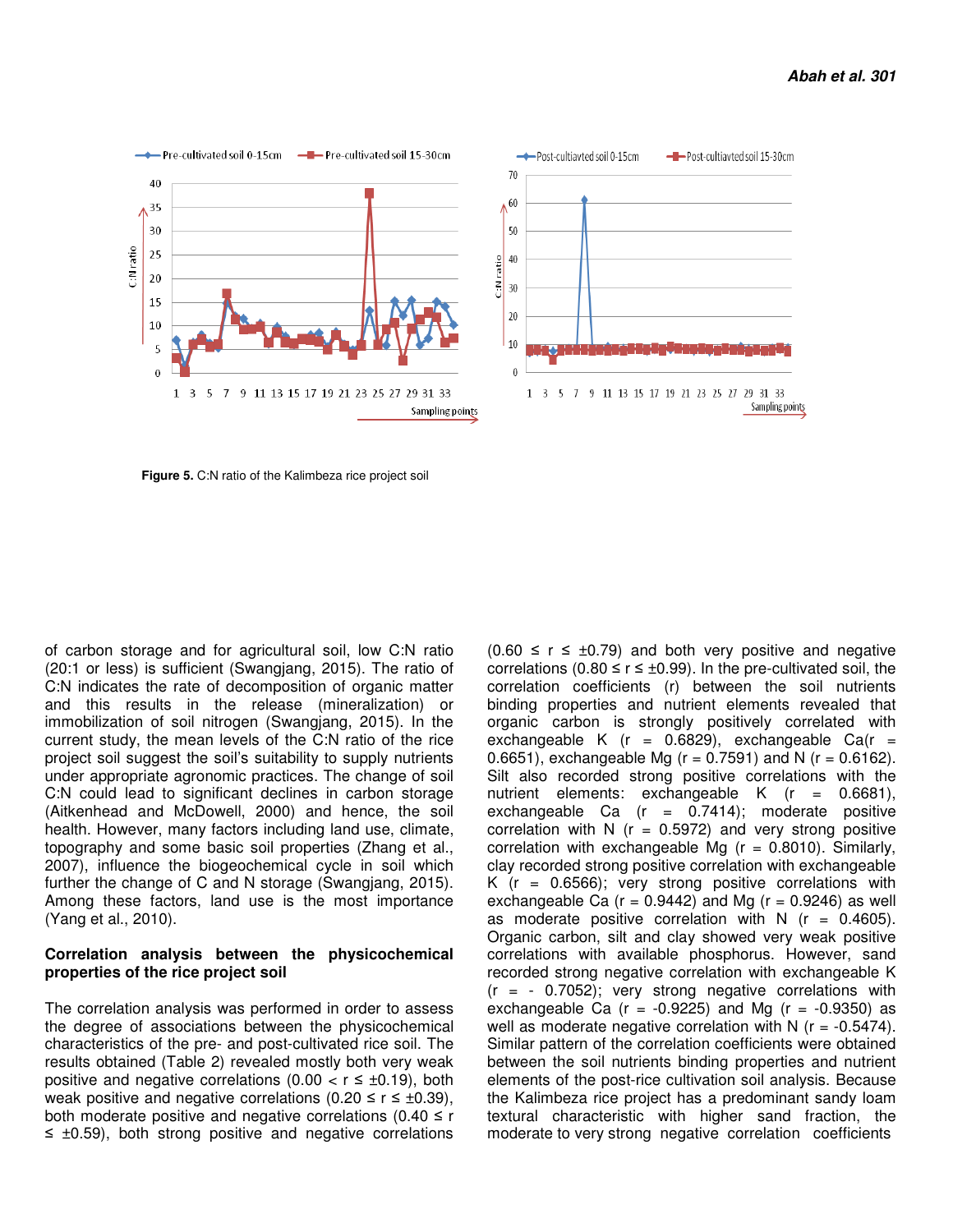Figure 5. C:N ratio of the Kalimbeza rice project soil

of carbon storage and for agricultural soil, low C:N ratio (20:1 or less) is sufficient (Swangjang, 2015). The ratio of C:N indicates the rate of decomposition of organic matter and this results in the release (mineralization) or immobilization of soil nitrogen (Swangjang, 2015). In the current study, the mean levels of the C:N ratio of the rice project soil suggest the soil's suitability to supply nutrients under appropriate agronomic practices. The change of soil C:N could lead to significant declines in carbon storage (Aitkenhead and McDowell, 2000) and hence, the soil health. However, many factors including land use, climate, topography and some basic soil properties (Zhang et al., 2007), influence the biogeochemical cycle in soil which further the change of C and N storage (Swangjang, 2015). Among these factors, land use is the most importance (Yang et al., 2010).

## Correlation analysis between the physicochemical properties of the rice project soil

The correlation analysis was performed in order to assess the degree of associations between the physicochemical characteristics of the pre- and post-cultivated rice soil. The results obtained (Table 2) revealed mostly both very weak positive and negative correlations ($0.00 < r \leq \pm0.19$), both weak positive and negative correlations ($0.20 \leq r \leq \pm0.39$), both moderate positive and negative correlations ($0.40 \leq r \leq \pm0.59$), both strong positive and negative correlations ($0.60 \leq r \leq \pm0.79$) and both very positive and negative correlations ($0.80 \leq r \leq \pm0.99$). In the pre-cultivated soil, the correlation coefficients (r) between the soil nutrients binding properties and nutrient elements revealed that organic carbon is strongly positively correlated with exchangeable K ($r = 0.6829$), exchangeable Ca($r = 0.6651$), exchangeable Mg ($r = 0.7591$) and N ($r = 0.6162$). Silt also recorded strong positive correlations with the nutrient elements: exchangeable K ($r = 0.6681$), exchangeable Ca ($r = 0.7414$); moderate positive correlation with N ($r = 0.5972$) and very strong positive correlation with exchangeable Mg ($r = 0.8010$). Similarly, clay recorded strong positive correlation with exchangeable K ($r = 0.6566$); very strong positive correlations with exchangeable Ca ($r = 0.9442$) and Mg ($r = 0.9246$) as well as moderate positive correlation with N ($r = 0.4605$). Organic carbon, silt and clay showed very weak positive correlations with available phosphorus. However, sand recorded strong negative correlation with exchangeable K ($r = -0.7052$); very strong negative correlations with exchangeable Ca ($r = -0.9225$) and Mg ($r = -0.9350$) as well as moderate negative correlation with N ($r = -0.5474$). Similar pattern of the correlation coefficients were obtained between the soil nutrients binding properties and nutrient elements of the post-rice cultivation soil analysis. Because the Kalimbeza rice project has a predominant sandy loam textural characteristic with higher sand fraction, the moderate to very strong negative correlation coefficients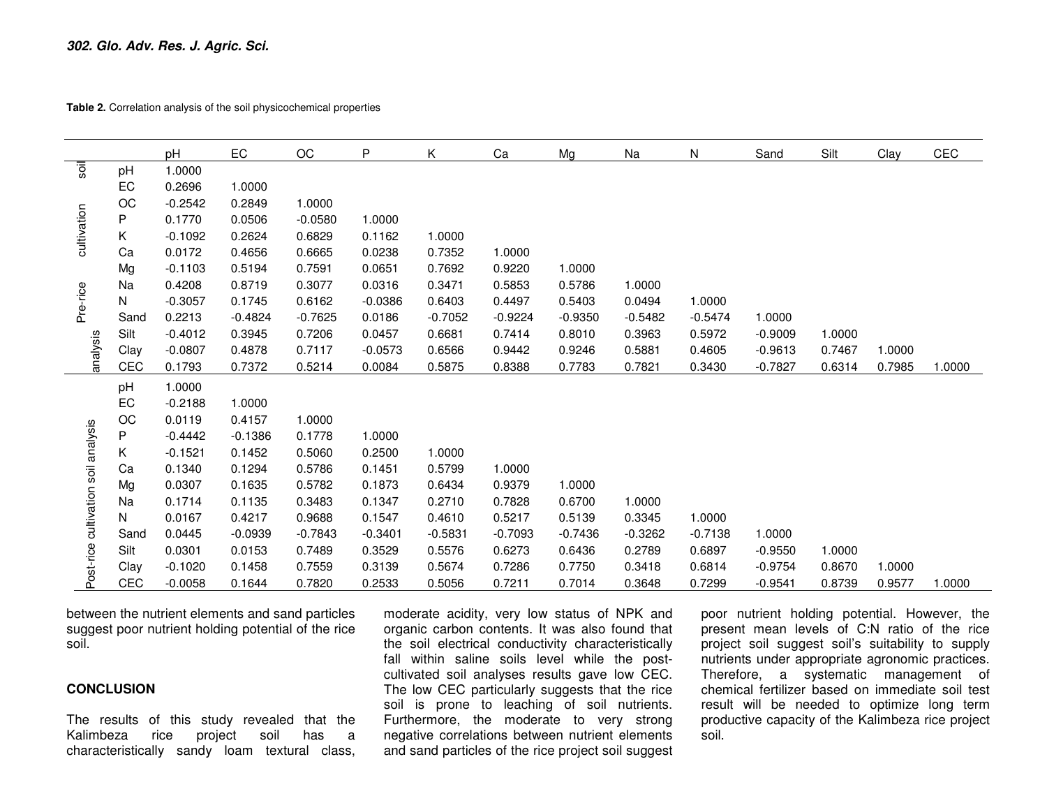**Table 2.** Correlation analysis of the soil physicochemical properties

| | | pH | EC | OC | P | K | Ca | Mg | Na | N | Sand | Silt | Clay | CEC |
|---|---|---|---|---|---|---|---|---|---|---|---|---|---|---|
| Pre-rice cultivation soil analysis | pH | 1.0000 | | | | | | | | | | | | |
| | EC | 0.2696 | 1.0000 | | | | | | | | | | | |
| | OC | -0.2542 | 0.2849 | 1.0000 | | | | | | | | | | |
| | P | 0.1770 | 0.0506 | -0.0580 | 1.0000 | | | | | | | | | |
| | K | -0.1092 | 0.2624 | 0.6829 | 0.1162 | 1.0000 | | | | | | | | |
| | Ca | 0.0172 | 0.4656 | 0.6665 | 0.0238 | 0.7352 | 1.0000 | | | | | | | |
| | Mg | -0.1103 | 0.5194 | 0.7591 | 0.0651 | 0.7692 | 0.9220 | 1.0000 | | | | | | |
| | Na | 0.4208 | 0.8719 | 0.3077 | 0.0316 | 0.3471 | 0.5853 | 0.5786 | 1.0000 | | | | | |
| | N | -0.3057 | 0.1745 | 0.6162 | -0.0386 | 0.6403 | 0.4497 | 0.5403 | 0.0494 | 1.0000 | | | | |
| | Sand | 0.2213 | -0.4824 | -0.7625 | 0.0186 | -0.7052 | -0.9224 | -0.9350 | -0.5482 | -0.5474 | 1.0000 | | | |
| | Silt | -0.4012 | 0.3945 | 0.7206 | 0.0457 | 0.6681 | 0.7414 | 0.8010 | 0.3963 | 0.5972 | -0.9009 | 1.0000 | | |
| | Clay | -0.0807 | 0.4878 | 0.7117 | -0.0573 | 0.6566 | 0.9442 | 0.9246 | 0.5881 | 0.4605 | -0.9613 | 0.7467 | 1.0000 | |
| | CEC | 0.1793 | 0.7372 | 0.5214 | 0.0084 | 0.5875 | 0.8388 | 0.7783 | 0.7821 | 0.3430 | -0.7827 | 0.6314 | 0.7985 | 1.0000 |
| Post-rice cultivation soil analysis | pH | 1.0000 | | | | | | | | | | | | |
| | EC | -0.2188 | 1.0000 | | | | | | | | | | | |
| | OC | 0.0119 | 0.4157 | 1.0000 | | | | | | | | | | |
| | P | -0.4442 | -0.1386 | 0.1778 | 1.0000 | | | | | | | | | |
| | K | -0.1521 | 0.1452 | 0.5060 | 0.2500 | 1.0000 | | | | | | | | |
| | Ca | 0.1340 | 0.1294 | 0.5786 | 0.1451 | 0.5799 | 1.0000 | | | | | | | |
| | Mg | 0.0307 | 0.1635 | 0.5782 | 0.1873 | 0.6434 | 0.9379 | 1.0000 | | | | | | |
| | Na | 0.1714 | 0.1135 | 0.3483 | 0.1347 | 0.2710 | 0.7828 | 0.6700 | 1.0000 | | | | | |
| | N | 0.0167 | 0.4217 | 0.9688 | 0.1547 | 0.4610 | 0.5217 | 0.5139 | 0.3345 | 1.0000 | | | | |
| | Sand | 0.0445 | -0.0939 | -0.7843 | -0.3401 | -0.5831 | -0.7093 | -0.7436 | -0.3262 | -0.7138 | 1.0000 | | | |
| | Silt | 0.0301 | 0.0153 | 0.7489 | 0.3529 | 0.5576 | 0.6273 | 0.6436 | 0.2789 | 0.6897 | -0.9550 | 1.0000 | | |
| | Clay | -0.1020 | 0.1458 | 0.7559 | 0.3139 | 0.5674 | 0.7286 | 0.7750 | 0.3418 | 0.6814 | -0.9754 | 0.8670 | 1.0000 | |
| | CEC | -0.0058 | 0.1644 | 0.7820 | 0.2533 | 0.5056 | 0.7211 | 0.7014 | 0.3648 | 0.7299 | -0.9541 | 0.8739 | 0.9577 | 1.0000 |

between the nutrient elements and sand particles suggest poor nutrient holding potential of the rice soil.

## CONCLUSION

The results of this study revealed that the Kalimbeza rice project soil has a characteristically sandy loam textural class, moderate acidity, very low status of NPK and organic carbon contents. It was also found that the soil electrical conductivity characteristically fall within saline soils level while the post-cultivated soil analyses results gave low CEC. The low CEC particularly suggests that the rice soil is prone to leaching of soil nutrients. Furthermore, the moderate to very strong negative correlations between nutrient elements and sand particles of the rice project soil suggest poor nutrient holding potential. However, the present mean levels of C:N ratio of the rice project soil suggest soil's suitability to supply nutrients under appropriate agronomic practices. Therefore, a systematic management of chemical fertilizer based on immediate soil test result will be needed to optimize long term productive capacity of the Kalimbeza rice project soil.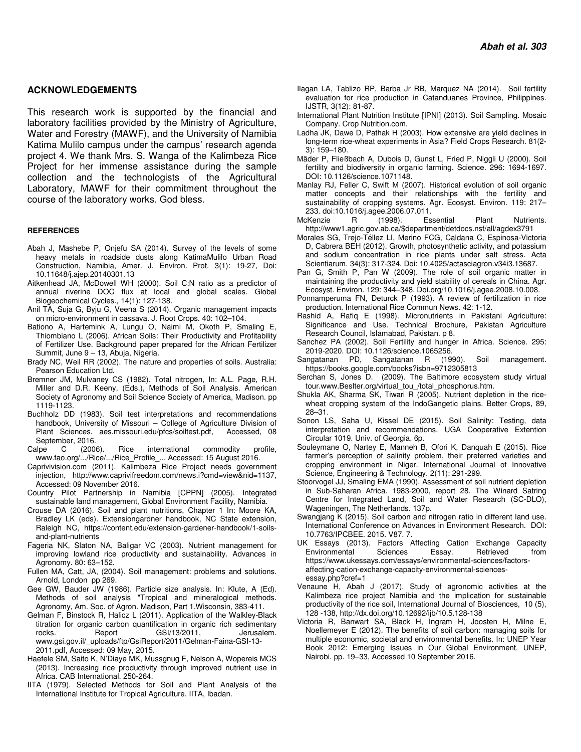## ACKNOWLEDGEMENTS

This research work is supported by the financial and laboratory facilities provided by the Ministry of Agriculture, Water and Forestry (MAWF), and the University of Namibia Katima Mulilo campus under the campus' research agenda project 4. We thank Mrs. S. Wanga of the Kalimbeza Rice Project for her immense assistance during the sample collection and the technologists of the Agricultural Laboratory, MAWF for their commitment throughout the course of the laboratory works. God bless.

### REFERENCES

Abah J, Mashebe P, Onjefu SA (2014). Survey of the levels of some heavy metals in roadside dusts along KatimaMulilo Urban Road Construction, Namibia, Amer. J. Environ. Prot. 3(1): 19-27, Doi: 10.11648/j.ajep.20140301.13

Aitkenhead JA, McDowell WH (2000). Soil C:N ratio as a predictor of annual riverine DOC flux at local and global scales. Global Biogeochemical Cycles., 14(1): 127-138.

Anil TA, Suja G, Byju G, Veena S (2014). Organic management impacts on micro-environment in cassava. J. Root Crops. 40: 102–104.

Bationo A, Hartemink A, Lungu O, Naimi M, Okoth P, Smaling E, Thiombiano L (2006). African Soils: Their Productivity and Profitability of Fertilizer Use. Background paper prepared for the African Fertilizer Summit, June 9 – 13, Abuja, Nigeria.

Brady NC, Weil RR (2002). The nature and properties of soils. Australia: Pearson Education Ltd.

Bremner JM, Mulvaney CS (1982). Total nitrogen, In: A.L. Page, R.H. Miller and D.R. Keeny, (Eds.), Methods of Soil Analysis. American Society of Agronomy and Soil Science Society of America, Madison. pp 1119-1123.

Buchholz DD (1983). Soil test interpretations and recommendations handbook, University of Missouri – College of Agriculture Division of Plant Sciences. aes.missouri.edu/pfcs/soiltest.pdf, Accessed, 08 September, 2016.

Calpe C (2006). Rice international commodity profile, www.fao.org/.../Rice/.../Rice_Profile_... Accessed: 15 August 2016.

Caprivivision.com (2011). Kalimbeza Rice Project needs government injection, http://www.caprivifreedom.com/news.i?cmd=view&nid=1137, Accessed: 09 November 2016.

Country Pilot Partnership in Namibia [CPPN] (2005). Integrated sustainable land management, Global Environment Facility, Namibia.

Crouse DA (2016). Soil and plant nutritions, Chapter 1 In: Moore KA, Bradley LK (eds). Extensiongardner handbook, NC State extension, Raleigh NC, https://content.edu/extension-gardener-handbook/1-soils-and-plant-nutrients

Fageria NK, Slaton NA, Baligar VC (2003). Nutrient management for improving lowland rice productivity and sustainability. Advances in Agronomy. 80: 63–152.

Fullen MA, Catt, JA, (2004). Soil management: problems and solutions. Arnold, London pp 269.

Gee GW, Bauder JW (1986). Particle size analysis. In: Klute, A (Ed). Methods of soil analysis "Tropical and mineralogical methods. Agronomy, Am. Soc. of Agron. Madison, Part 1.Wisconsin, 383-411.

Gelman F, Binstock R, Halicz L (2011). Application of the Walkley-Black titration for organic carbon quantification in organic rich sedimentary rocks. Report GSI/13/2011, Jerusalem. www.gsi.gov.il/_uploads/ftp/GsiReport/2011/Gelman-Faina-GSI-13-2011.pdf, Accessed: 09 May, 2015.

Haefele SM, Saito K, N'Diaye MK, Mussgnug F, Nelson A, Wopereis MCS (2013). Increasing rice productivity through improved nutrient use in Africa. CAB International. 250-264.

IITA (1979). Selected Methods for Soil and Plant Analysis of the International Institute for Tropical Agriculture. IITA, Ibadan.

Ilagan LA, Tablizo RP, Barba Jr RB, Marquez NA (2014). Soil fertility evaluation for rice production in Catanduanes Province, Philippines. IJSTR, 3(12): 81-87.

International Plant Nutrition Institute [IPNI] (2013). Soil Sampling. Mosaic Company. Crop Nutrition.com.

Ladha JK, Dawe D, Pathak H (2003). How extensive are yield declines in long-term rice-wheat experiments in Asia? Field Crops Research. 81(2-3): 159–180.

Mäder P, Fließbach A, Dubois D, Gunst L, Fried P, Niggli U (2000). Soil fertility and biodiversity in organic farming. Science. 296: 1694-1697. DOI: 10.1126/science.1071148.

Manlay RJ, Feller C, Swift M (2007). Historical evolution of soil organic matter concepts and their relationships with the fertility and sustainability of cropping systems. Agr. Ecosyst. Environ. 119: 217–233. doi:10.1016/j.agee.2006.07.011.

McKenzie R (1998). Essential Plant Nutrients. http://www1.agric.gov.ab.ca/$department/detdocs.nsf/all/agdex3791

Morales SG, Trejo-Téllez LI, Merino FCG, Caldana C, Espinosa-Victoria D, Cabrera BEH (2012). Growth, photosynthetic activity, and potassium and sodium concentration in rice plants under salt stress. Acta Scientiarum. 34(3): 317-324. Doi: 10.4025/actasciagron.v34i3.13687.

Pan G, Smith P, Pan W (2009). The role of soil organic matter in maintaining the productivity and yield stability of cereals in China. Agr. Ecosyst. Environ. 129: 344–348. Doi.org/10.1016/j.agee.2008.10.008.

Ponnamperuma FN, Deturck P (1993). A review of fertilization in rice production. International Rice Commun News. 42: 1-12.

Rashid A, Rafiq E (1998). Micronutrients in Pakistani Agriculture: Significance and Use. Technical Brochure, Pakistan Agriculture Research Council, Islamabad, Pakistan. p 8.

Sanchez PA (2002). Soil Fertility and hunger in Africa. Science. 295: 2019-2020. DOI: 10.1126/science.1065256.

Sangatanan PD, Sangatanan R (1990). Soil management. https://books.google.com/books?isbn=9712305813

Serchan S, Jones D. (2009). The Baltimore ecosystem study virtual tour.www.Beslter.org/virtual_tou_/total_phosphorus.htm.

Shukla AK, Sharma SK, Tiwari R (2005). Nutrient depletion in the rice-wheat cropping system of the IndoGangetic plains. Better Crops, 89, 28–31.

Sonon LS, Saha U, Kissel DE (2015). Soil Salinity: Testing, data interpretation and recommendations. UGA Cooperative Extention Circular 1019. Univ. of Georgia. 6p.

Souleymane O, Nartey E, Manneh B, Ofori K, Danquah E (2015). Rice farmer's perception of salinity problem, their preferred varieties and cropping environment in Niger. International Journal of Innovative Science, Engineering & Technology. 2(11): 291-299.

Stoorvogel JJ, Smaling EMA (1990). Assessment of soil nutrient depletion in Sub-Saharan Africa. 1983-2000, report 28. The Winard Satring Centre for Integrated Land, Soil and Water Research (SC-DLO), Wageningen, The Netherlands. 137p.

Swangjang K (2015). Soil carbon and nitrogen ratio in different land use. International Conference on Advances in Environment Research. DOI: 10.7763/IPCBEE. 2015. V87. 7.

UK Essays (2013). Factors Affecting Cation Exchange Capacity Environmental Sciences Essay. Retrieved from https://www.ukessays.com/essays/environmental-sciences/factors-affecting-cation-exchange-capacity-environmental-sciences-essay.php?cref=1

Venaune H, Abah J (2017). Study of agronomic activities at the Kalimbeza rice project Namibia and the implication for sustainable productivity of the rice soil, International Journal of Biosciences, 10 (5), 128 -138, http://dx.doi.org/10.12692/ijb/10.5.128-138

Victoria R, Banwart SA, Black H, Ingram H, Joosten H, Milne E, Noellemeyer E (2012). The benefits of soil carbon: managing soils for multiple economic, societal and environmental benefits. In: UNEP Year Book 2012: Emerging Issues in Our Global Environment. UNEP, Nairobi. pp. 19–33, Accessed 10 September 2016.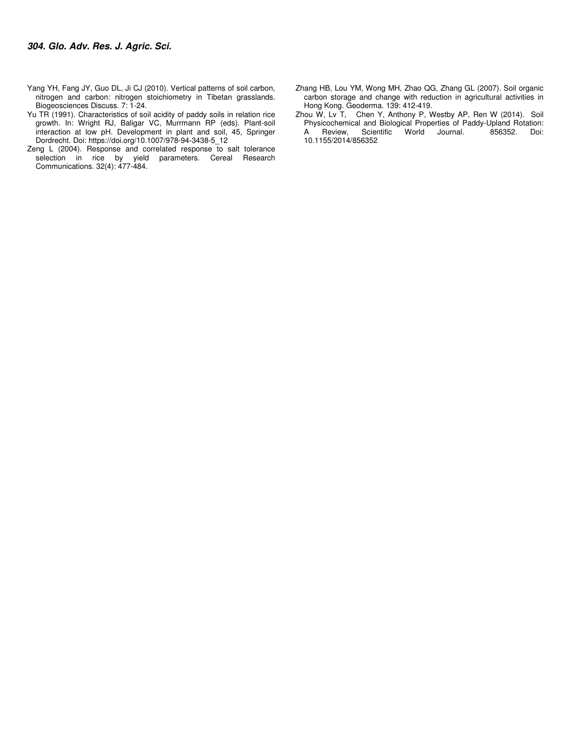Yang YH, Fang JY, Guo DL, Ji CJ (2010). Vertical patterns of soil carbon, nitrogen and carbon: nitrogen stoichiometry in Tibetan grasslands. Biogeosciences Discuss. 7: 1-24.

Yu TR (1991). Characteristics of soil acidity of paddy soils in relation rice growth. In: Wright RJ, Baligar VC, Murrmann RP (eds). Plant-soil interaction at low pH. Development in plant and soil, 45, Springer Dordrecht. Doi: https://doi.org/10.1007/978-94-3438-5_12

Zeng L (2004). Response and correlated response to salt tolerance selection in rice by yield parameters. Cereal Research Communications. 32(4): 477-484.

Zhang HB, Lou YM, Wong MH, Zhao QG, Zhang GL (2007). Soil organic carbon storage and change with reduction in agricultural activities in Hong Kong. Geoderma. 139: 412-419.

Zhou W, Lv T, Chen Y, Anthony P, Westby AP, Ren W (2014). Soil Physicochemical and Biological Properties of Paddy-Upland Rotation: A Review, Scientific World Journal. 856352. Doi: 10.1155/2014/856352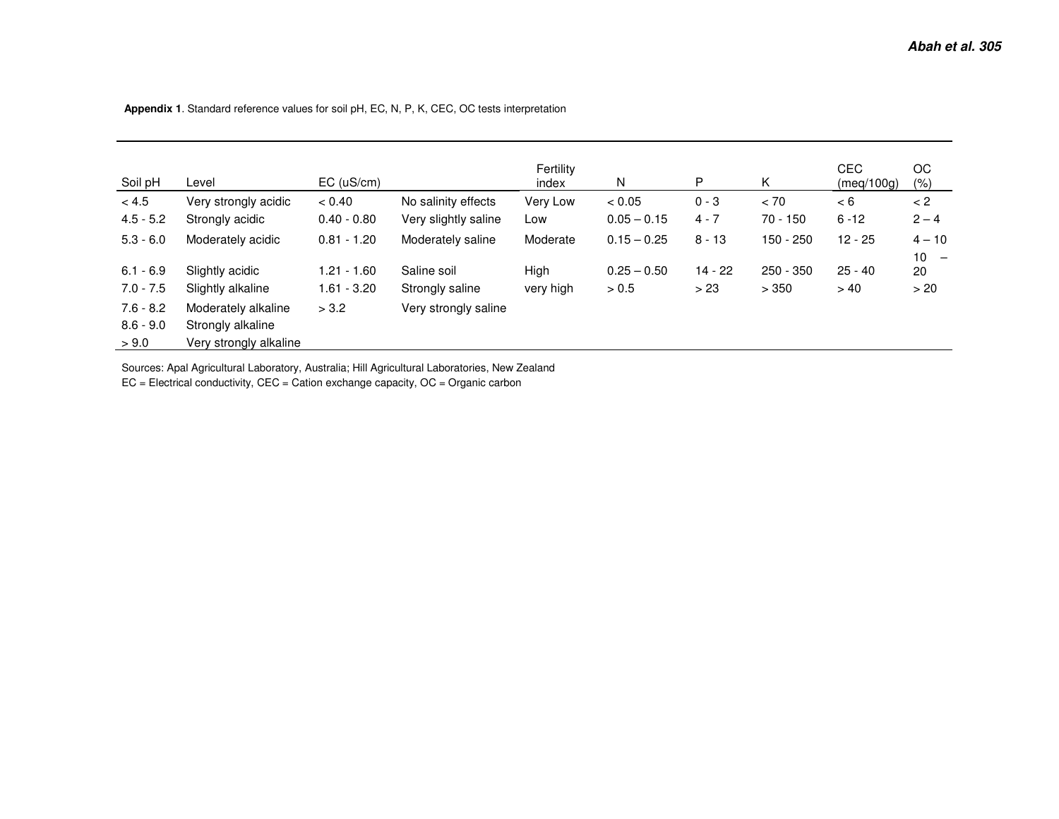**Appendix 1**. Standard reference values for soil pH, EC, N, P, K, CEC, OC tests interpretation

| Soil pH | Level | EC (uS/cm) | | Fertility index | N | P | K | CEC (meq/100g) | OC (%) |
|---|---|---|---|---|---|---|---|---|---|
| < 4.5 | Very strongly acidic | < 0.40 | No salinity effects | Very Low | < 0.05 | 0 - 3 | < 70 | < 6 | < 2 |
| 4.5 - 5.2 | Strongly acidic | 0.40 - 0.80 | Very slightly saline | Low | 0.05 – 0.15 | 4 - 7 | 70 - 150 | 6 -12 | 2 – 4 |
| 5.3 - 6.0 | Moderately acidic | 0.81 - 1.20 | Moderately saline | Moderate | 0.15 – 0.25 | 8 - 13 | 150 - 250 | 12 - 25 | 4 – 10 |
| 6.1 - 6.9 | Slightly acidic | 1.21 - 1.60 | Saline soil | High | 0.25 – 0.50 | 14 - 22 | 250 - 350 | 25 - 40 | 10 – 20 |
| 7.0 - 7.5 | Slightly alkaline | 1.61 - 3.20 | Strongly saline | very high | > 0.5 | > 23 | > 350 | > 40 | > 20 |
| 7.6 - 8.2 | Moderately alkaline | > 3.2 | Very strongly saline | | | | | | |
| 8.6 - 9.0 | Strongly alkaline | | | | | | | | |
| > 9.0 | Very strongly alkaline | | | | | | | | |

Sources: Apal Agricultural Laboratory, Australia; Hill Agricultural Laboratories, New Zealand
EC = Electrical conductivity, CEC = Cation exchange capacity, OC = Organic carbon